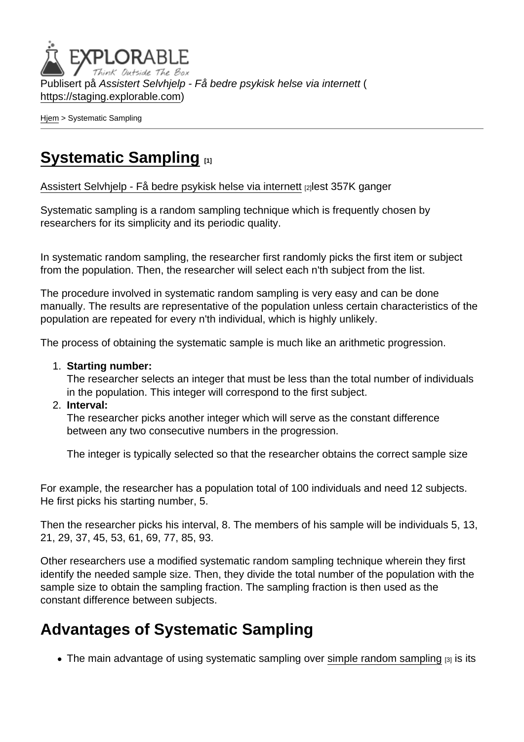Publisert på *Assistert Selvhjelp - Få bedre psykisk helse via internett* (https://staging.explorable.com)

Hjem > Systematic Sampling

# Systematic Sampling [1]

Assistert Selvhjelp - Få bedre psykisk helse via internett [2]lest 357K ganger

Systematic sampling is a random sampling technique which is frequently chosen by researchers for its simplicity and its periodic quality.

In systematic random sampling, the researcher first randomly picks the first item or subject from the population. Then, the researcher will select each n'th subject from the list.

The procedure involved in systematic random sampling is very easy and can be done manually. The results are representative of the population unless certain characteristics of the population are repeated for every n'th individual, which is highly unlikely.

The process of obtaining the systematic sample is much like an arithmetic progression.

1. **Starting number:**
   The researcher selects an integer that must be less than the total number of individuals in the population. This integer will correspond to the first subject.
2. **Interval:**
   The researcher picks another integer which will serve as the constant difference between any two consecutive numbers in the progression.

   The integer is typically selected so that the researcher obtains the correct sample size

For example, the researcher has a population total of 100 individuals and need 12 subjects. He first picks his starting number, 5.

Then the researcher picks his interval, 8. The members of his sample will be individuals 5, 13, 21, 29, 37, 45, 53, 61, 69, 77, 85, 93.

Other researchers use a modified systematic random sampling technique wherein they first identify the needed sample size. Then, they divide the total number of the population with the sample size to obtain the sampling fraction. The sampling fraction is then used as the constant difference between subjects.

## Advantages of Systematic Sampling

- The main advantage of using systematic sampling over simple random sampling [3] is its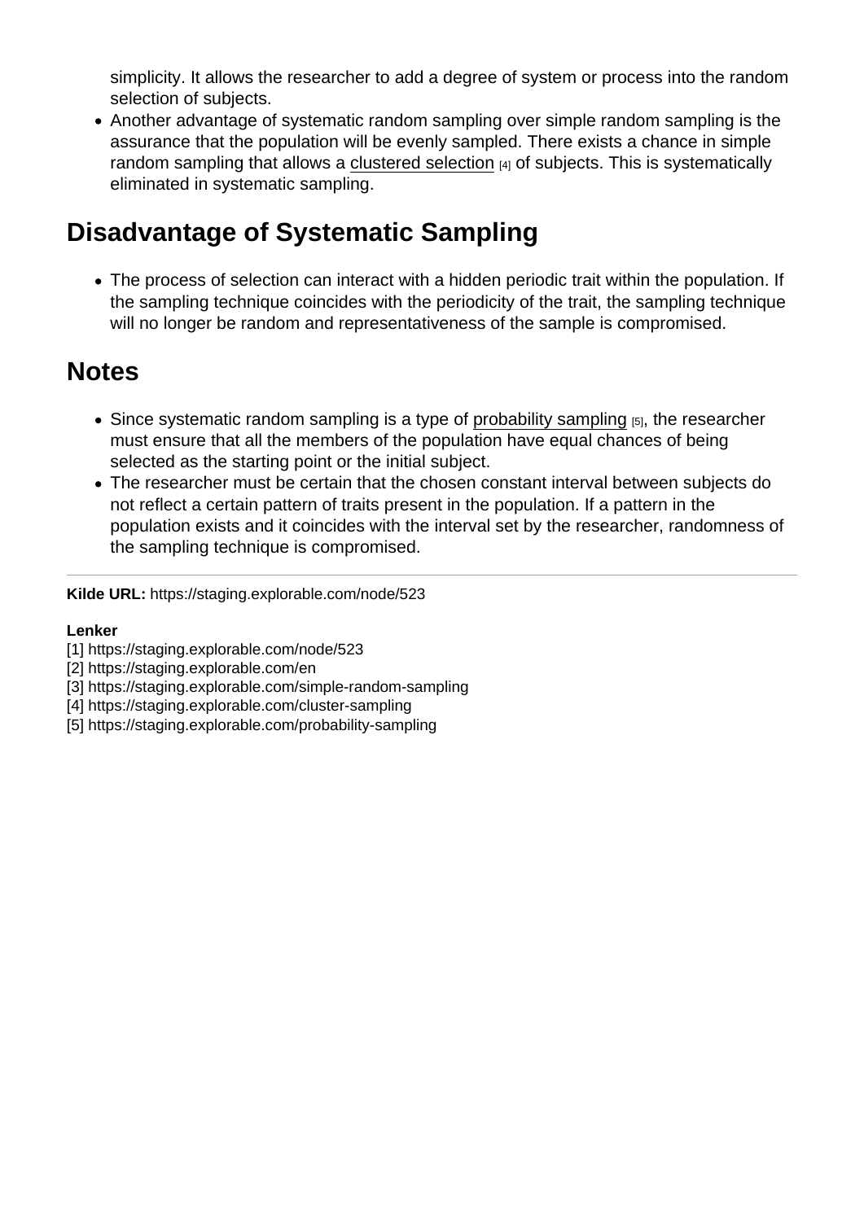simplicity. It allows the researcher to add a degree of system or process into the random selection of subjects.

- Another advantage of systematic random sampling over simple random sampling is the assurance that the population will be evenly sampled. There exists a chance in simple random sampling that allows a clustered selection [4] of subjects. This is systematically eliminated in systematic sampling.

## Disadvantage of Systematic Sampling

- The process of selection can interact with a hidden periodic trait within the population. If the sampling technique coincides with the periodicity of the trait, the sampling technique will no longer be random and representativeness of the sample is compromised.

## Notes

- Since systematic random sampling is a type of probability sampling [5], the researcher must ensure that all the members of the population have equal chances of being selected as the starting point or the initial subject.
- The researcher must be certain that the chosen constant interval between subjects do not reflect a certain pattern of traits present in the population. If a pattern in the population exists and it coincides with the interval set by the researcher, randomness of the sampling technique is compromised.

---

**Kilde URL:** https://staging.explorable.com/node/523

**Lenker**
[1] https://staging.explorable.com/node/523
[2] https://staging.explorable.com/en
[3] https://staging.explorable.com/simple-random-sampling
[4] https://staging.explorable.com/cluster-sampling
[5] https://staging.explorable.com/probability-sampling